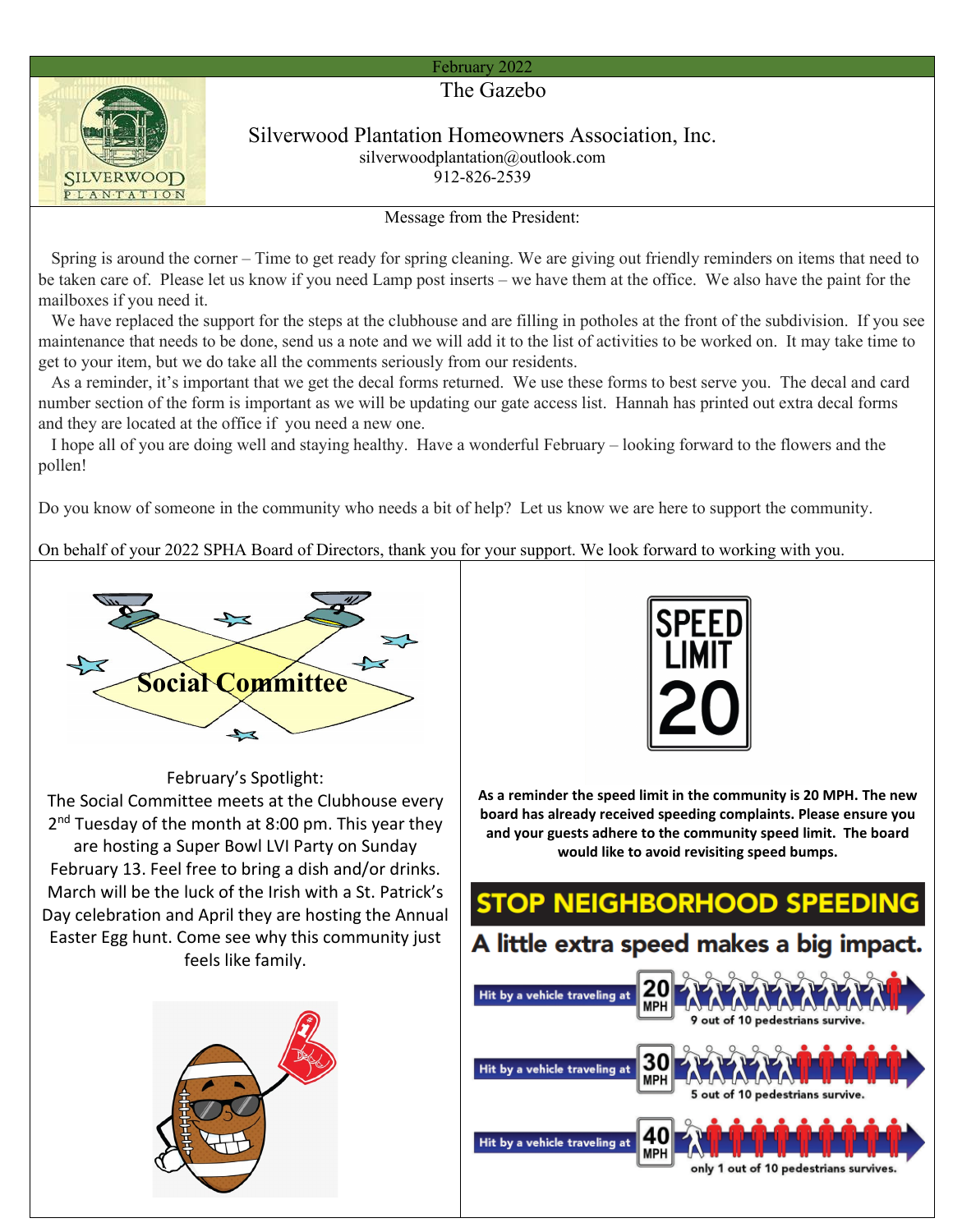February 2022

# The Gazebo

## Silverwood Plantation Homeowners Association, Inc.

silverwoodplantation@outlook.com
912-826-2539

### Message from the President:

Spring is around the corner – Time to get ready for spring cleaning. We are giving out friendly reminders on items that need to be taken care of. Please let us know if you need Lamp post inserts – we have them at the office. We also have the paint for the mailboxes if you need it.

We have replaced the support for the steps at the clubhouse and are filling in potholes at the front of the subdivision. If you see maintenance that needs to be done, send us a note and we will add it to the list of activities to be worked on. It may take time to get to your item, but we do take all the comments seriously from our residents.

As a reminder, it's important that we get the decal forms returned. We use these forms to best serve you. The decal and card number section of the form is important as we will be updating our gate access list. Hannah has printed out extra decal forms and they are located at the office if you need a new one.

I hope all of you are doing well and staying healthy. Have a wonderful February – looking forward to the flowers and the pollen!

Do you know of someone in the community who needs a bit of help? Let us know we are here to support the community.

On behalf of your 2022 SPHA Board of Directors, thank you for your support. We look forward to working with you.

## Social Committee

February's Spotlight:
The Social Committee meets at the Clubhouse every 2nd Tuesday of the month at 8:00 pm. This year they are hosting a Super Bowl LVI Party on Sunday February 13. Feel free to bring a dish and/or drinks. March will be the luck of the Irish with a St. Patrick's Day celebration and April they are hosting the Annual Easter Egg hunt. Come see why this community just feels like family.

SPEED LIMIT 20

**As a reminder the speed limit in the community is 20 MPH. The new board has already received speeding complaints. Please ensure you and your guests adhere to the community speed limit. The board would like to avoid revisiting speed bumps.**

## STOP NEIGHBORHOOD SPEEDING

### A little extra speed makes a big impact.

- Hit by a vehicle traveling at 20 MPH: 9 out of 10 pedestrians survive.
- Hit by a vehicle traveling at 30 MPH: 5 out of 10 pedestrians survive.
- Hit by a vehicle traveling at 40 MPH: only 1 out of 10 pedestrians survives.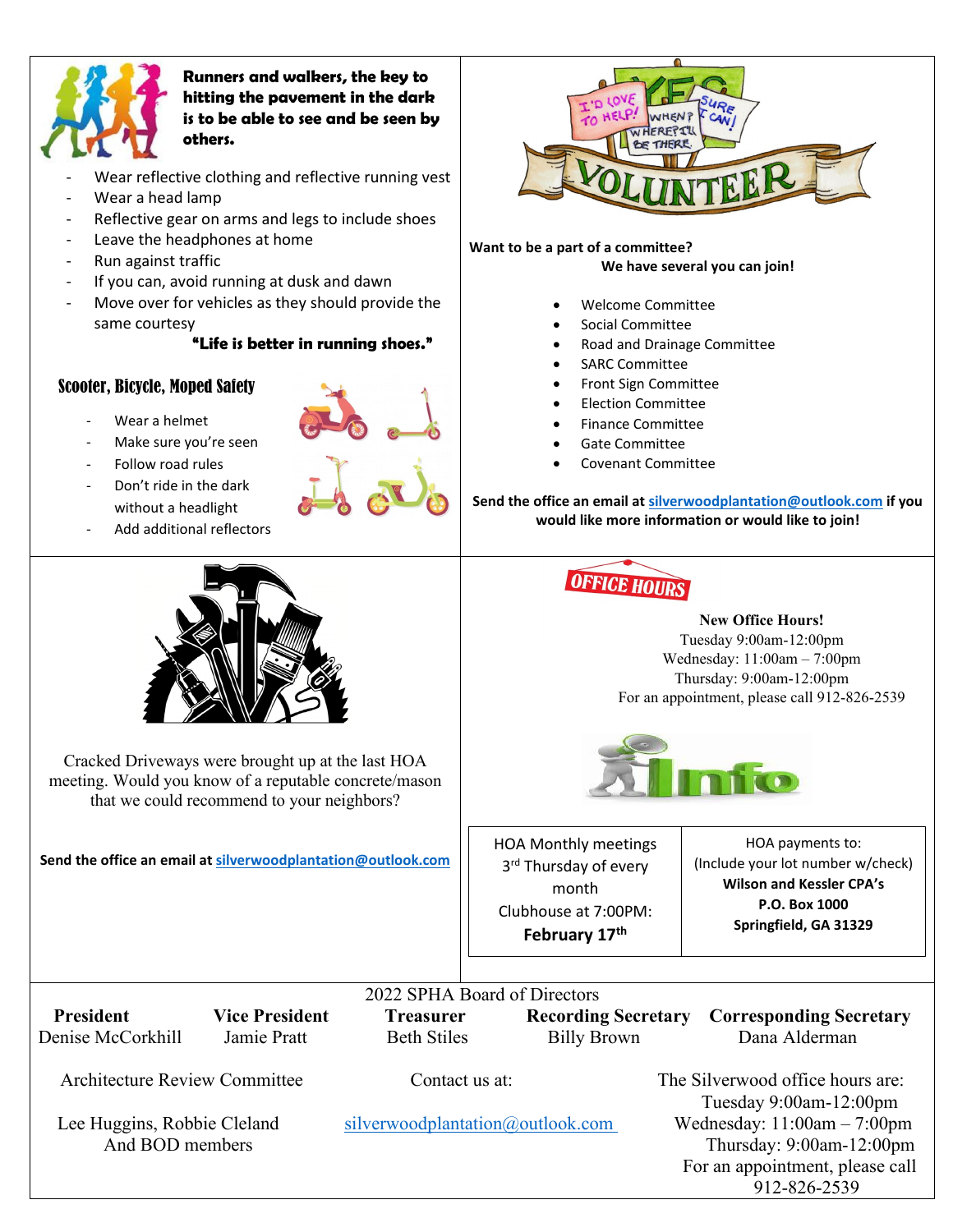**Runners and walkers, the key to hitting the pavement in the dark is to be able to see and be seen by others.**

- Wear reflective clothing and reflective running vest
- Wear a head lamp
- Reflective gear on arms and legs to include shoes
- Leave the headphones at home
- Run against traffic
- If you can, avoid running at dusk and dawn
- Move over for vehicles as they should provide the same courtesy

**"Life is better in running shoes."**

## Scooter, Bicycle, Moped Safety

- Wear a helmet
- Make sure you're seen
- Follow road rules
- Don't ride in the dark without a headlight
- Add additional reflectors

**Want to be a part of a committee?**
**We have several you can join!**

- Welcome Committee
- Social Committee
- Road and Drainage Committee
- SARC Committee
- Front Sign Committee
- Election Committee
- Finance Committee
- Gate Committee
- Covenant Committee

**Send the office an email at silverwoodplantation@outlook.com if you would like more information or would like to join!**

Cracked Driveways were brought up at the last HOA meeting. Would you know of a reputable concrete/mason that we could recommend to your neighbors?

**Send the office an email at silverwoodplantation@outlook.com**

**New Office Hours!**
Tuesday 9:00am-12:00pm
Wednesday: 11:00am – 7:00pm
Thursday: 9:00am-12:00pm
For an appointment, please call 912-826-2539

| | |
|---|---|
| HOA Monthly meetings 3rd Thursday of every month Clubhouse at 7:00PM: **February 17th** | HOA payments to: (Include your lot number w/check) **Wilson and Kessler CPA's P.O. Box 1000 Springfield, GA 31329** |

2022 SPHA Board of Directors

| **President** | **Vice President** | **Treasurer** | **Recording Secretary** | **Corresponding Secretary** |
|---|---|---|---|---|
| Denise McCorkhill | Jamie Pratt | Beth Stiles | Billy Brown | Dana Alderman |

Architecture Review Committee

Lee Huggins, Robbie Cleland
And BOD members

Contact us at:

silverwoodplantation@outlook.com

The Silverwood office hours are:
Tuesday 9:00am-12:00pm
Wednesday: 11:00am – 7:00pm
Thursday: 9:00am-12:00pm
For an appointment, please call 912-826-2539